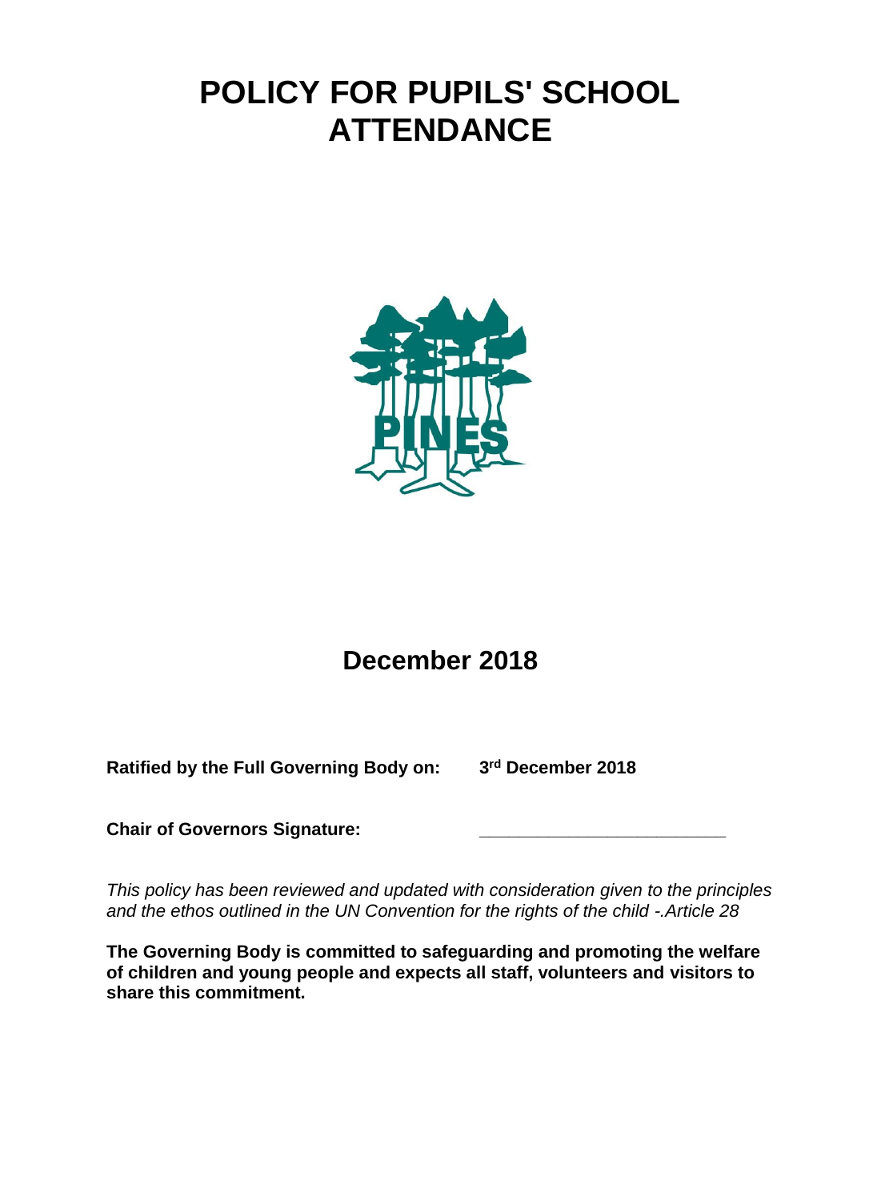# POLICY FOR PUPILS' SCHOOL ATTENDANCE

PINES

## December 2018

**Ratified by the Full Governing Body on:** **3rd December 2018**

**Chair of Governors Signature:** \_\_\_\_\_\_\_\_\_\_\_\_\_\_\_\_\_\_\_\_\_\_\_\_\_\_

*This policy has been reviewed and updated with consideration given to the principles and the ethos outlined in the UN Convention for the rights of the child -.Article 28*

**The Governing Body is committed to safeguarding and promoting the welfare of children and young people and expects all staff, volunteers and visitors to share this commitment.**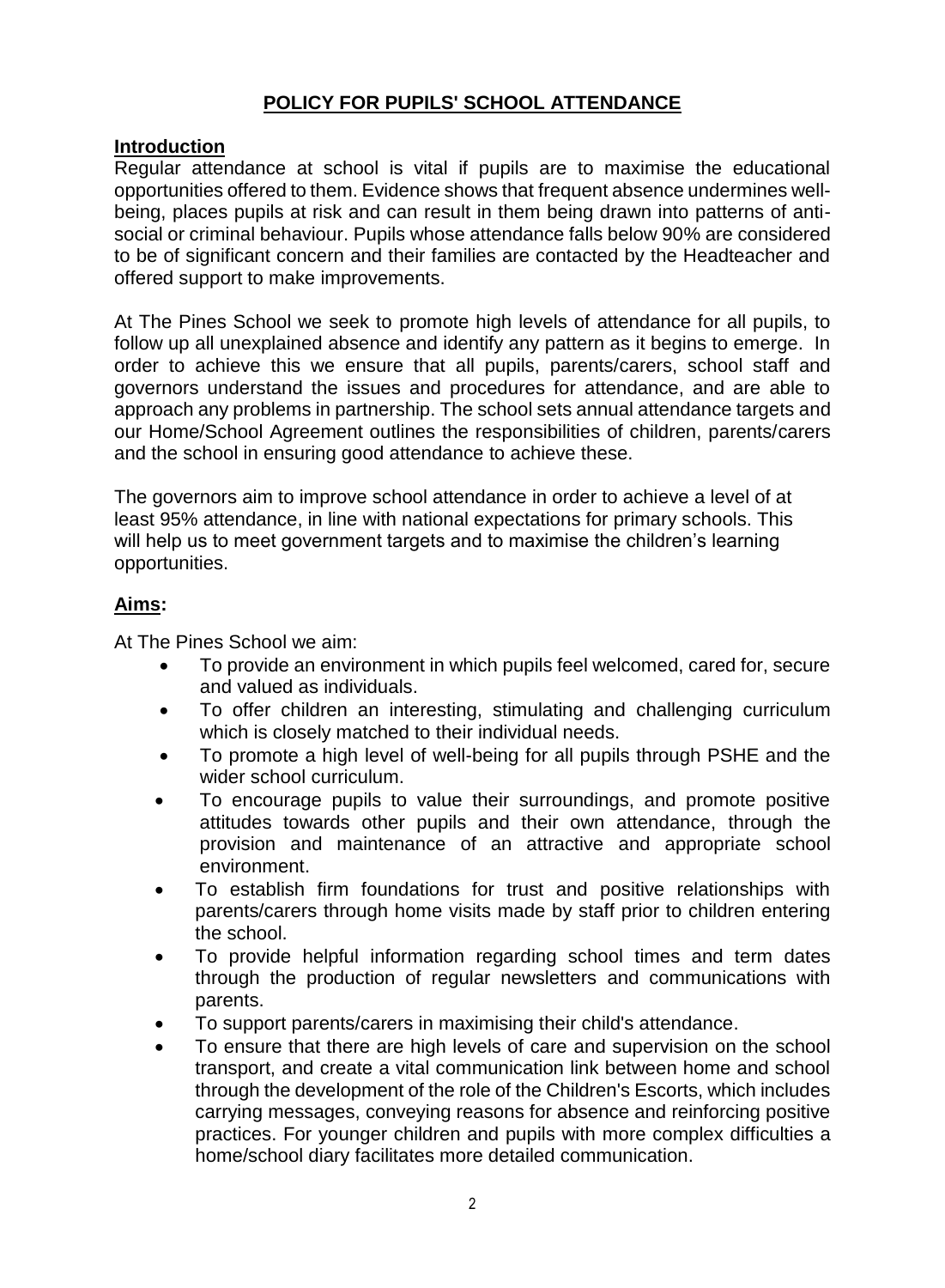# POLICY FOR PUPILS' SCHOOL ATTENDANCE

## Introduction

Regular attendance at school is vital if pupils are to maximise the educational opportunities offered to them. Evidence shows that frequent absence undermines well-being, places pupils at risk and can result in them being drawn into patterns of anti-social or criminal behaviour. Pupils whose attendance falls below 90% are considered to be of significant concern and their families are contacted by the Headteacher and offered support to make improvements.

At The Pines School we seek to promote high levels of attendance for all pupils, to follow up all unexplained absence and identify any pattern as it begins to emerge. In order to achieve this we ensure that all pupils, parents/carers, school staff and governors understand the issues and procedures for attendance, and are able to approach any problems in partnership. The school sets annual attendance targets and our Home/School Agreement outlines the responsibilities of children, parents/carers and the school in ensuring good attendance to achieve these.

The governors aim to improve school attendance in order to achieve a level of at least 95% attendance, in line with national expectations for primary schools. This will help us to meet government targets and to maximise the children's learning opportunities.

## Aims:

At The Pines School we aim:

- To provide an environment in which pupils feel welcomed, cared for, secure and valued as individuals.
- To offer children an interesting, stimulating and challenging curriculum which is closely matched to their individual needs.
- To promote a high level of well-being for all pupils through PSHE and the wider school curriculum.
- To encourage pupils to value their surroundings, and promote positive attitudes towards other pupils and their own attendance, through the provision and maintenance of an attractive and appropriate school environment.
- To establish firm foundations for trust and positive relationships with parents/carers through home visits made by staff prior to children entering the school.
- To provide helpful information regarding school times and term dates through the production of regular newsletters and communications with parents.
- To support parents/carers in maximising their child's attendance.
- To ensure that there are high levels of care and supervision on the school transport, and create a vital communication link between home and school through the development of the role of the Children's Escorts, which includes carrying messages, conveying reasons for absence and reinforcing positive practices. For younger children and pupils with more complex difficulties a home/school diary facilitates more detailed communication.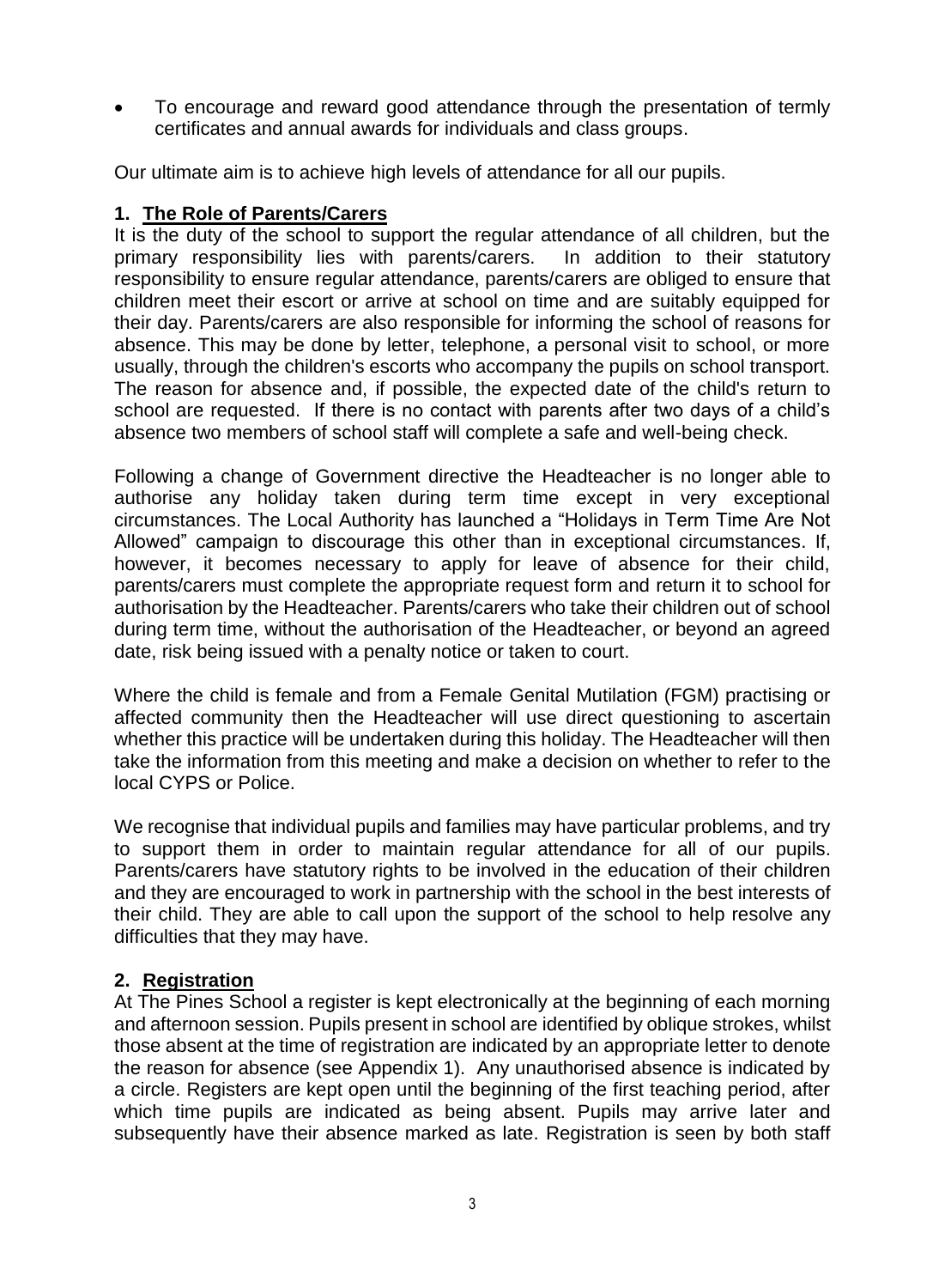- To encourage and reward good attendance through the presentation of termly certificates and annual awards for individuals and class groups.

Our ultimate aim is to achieve high levels of attendance for all our pupils.

## 1. The Role of Parents/Carers

It is the duty of the school to support the regular attendance of all children, but the primary responsibility lies with parents/carers. In addition to their statutory responsibility to ensure regular attendance, parents/carers are obliged to ensure that children meet their escort or arrive at school on time and are suitably equipped for their day. Parents/carers are also responsible for informing the school of reasons for absence. This may be done by letter, telephone, a personal visit to school, or more usually, through the children's escorts who accompany the pupils on school transport. The reason for absence and, if possible, the expected date of the child's return to school are requested. If there is no contact with parents after two days of a child's absence two members of school staff will complete a safe and well-being check.

Following a change of Government directive the Headteacher is no longer able to authorise any holiday taken during term time except in very exceptional circumstances. The Local Authority has launched a "Holidays in Term Time Are Not Allowed" campaign to discourage this other than in exceptional circumstances. If, however, it becomes necessary to apply for leave of absence for their child, parents/carers must complete the appropriate request form and return it to school for authorisation by the Headteacher. Parents/carers who take their children out of school during term time, without the authorisation of the Headteacher, or beyond an agreed date, risk being issued with a penalty notice or taken to court.

Where the child is female and from a Female Genital Mutilation (FGM) practising or affected community then the Headteacher will use direct questioning to ascertain whether this practice will be undertaken during this holiday. The Headteacher will then take the information from this meeting and make a decision on whether to refer to the local CYPS or Police.

We recognise that individual pupils and families may have particular problems, and try to support them in order to maintain regular attendance for all of our pupils. Parents/carers have statutory rights to be involved in the education of their children and they are encouraged to work in partnership with the school in the best interests of their child. They are able to call upon the support of the school to help resolve any difficulties that they may have.

## 2. Registration

At The Pines School a register is kept electronically at the beginning of each morning and afternoon session. Pupils present in school are identified by oblique strokes, whilst those absent at the time of registration are indicated by an appropriate letter to denote the reason for absence (see Appendix 1). Any unauthorised absence is indicated by a circle. Registers are kept open until the beginning of the first teaching period, after which time pupils are indicated as being absent. Pupils may arrive later and subsequently have their absence marked as late. Registration is seen by both staff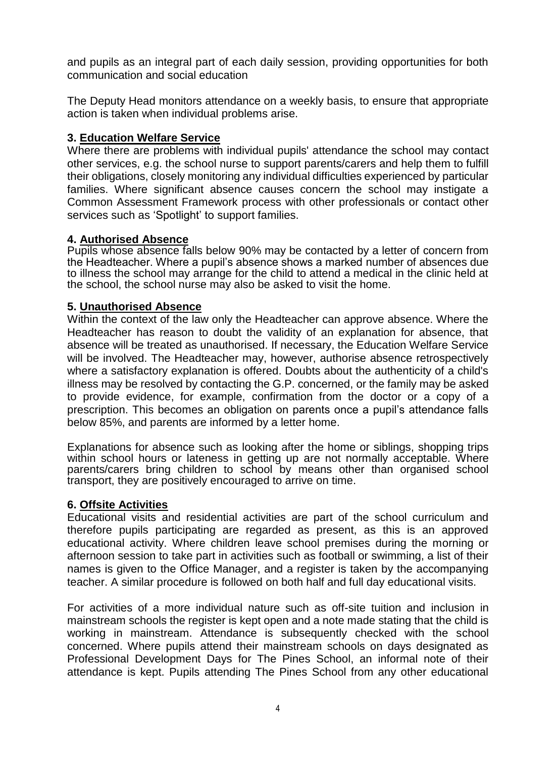and pupils as an integral part of each daily session, providing opportunities for both communication and social education

The Deputy Head monitors attendance on a weekly basis, to ensure that appropriate action is taken when individual problems arise.

### 3. <u>Education Welfare Service</u>

Where there are problems with individual pupils' attendance the school may contact other services, e.g. the school nurse to support parents/carers and help them to fulfill their obligations, closely monitoring any individual difficulties experienced by particular families. Where significant absence causes concern the school may instigate a Common Assessment Framework process with other professionals or contact other services such as 'Spotlight' to support families.

### 4. <u>Authorised Absence</u>

Pupils whose absence falls below 90% may be contacted by a letter of concern from the Headteacher. Where a pupil's absence shows a marked number of absences due to illness the school may arrange for the child to attend a medical in the clinic held at the school, the school nurse may also be asked to visit the home.

### 5. <u>Unauthorised Absence</u>

Within the context of the law only the Headteacher can approve absence. Where the Headteacher has reason to doubt the validity of an explanation for absence, that absence will be treated as unauthorised. If necessary, the Education Welfare Service will be involved. The Headteacher may, however, authorise absence retrospectively where a satisfactory explanation is offered. Doubts about the authenticity of a child's illness may be resolved by contacting the G.P. concerned, or the family may be asked to provide evidence, for example, confirmation from the doctor or a copy of a prescription. This becomes an obligation on parents once a pupil's attendance falls below 85%, and parents are informed by a letter home.

Explanations for absence such as looking after the home or siblings, shopping trips within school hours or lateness in getting up are not normally acceptable. Where parents/carers bring children to school by means other than organised school transport, they are positively encouraged to arrive on time.

### 6. <u>Offsite Activities</u>

Educational visits and residential activities are part of the school curriculum and therefore pupils participating are regarded as present, as this is an approved educational activity. Where children leave school premises during the morning or afternoon session to take part in activities such as football or swimming, a list of their names is given to the Office Manager, and a register is taken by the accompanying teacher. A similar procedure is followed on both half and full day educational visits.

For activities of a more individual nature such as off-site tuition and inclusion in mainstream schools the register is kept open and a note made stating that the child is working in mainstream. Attendance is subsequently checked with the school concerned. Where pupils attend their mainstream schools on days designated as Professional Development Days for The Pines School, an informal note of their attendance is kept. Pupils attending The Pines School from any other educational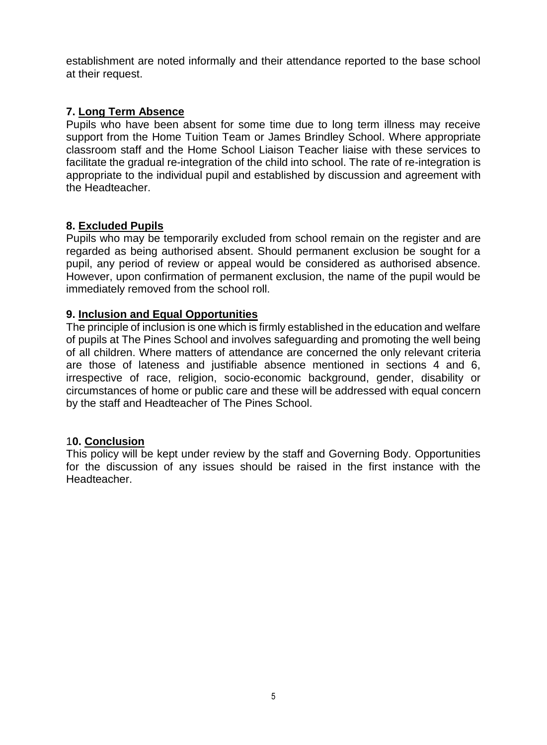establishment are noted informally and their attendance reported to the base school at their request.

## 7. Long Term Absence

Pupils who have been absent for some time due to long term illness may receive support from the Home Tuition Team or James Brindley School. Where appropriate classroom staff and the Home School Liaison Teacher liaise with these services to facilitate the gradual re-integration of the child into school. The rate of re-integration is appropriate to the individual pupil and established by discussion and agreement with the Headteacher.

## 8. Excluded Pupils

Pupils who may be temporarily excluded from school remain on the register and are regarded as being authorised absent. Should permanent exclusion be sought for a pupil, any period of review or appeal would be considered as authorised absence. However, upon confirmation of permanent exclusion, the name of the pupil would be immediately removed from the school roll.

## 9. Inclusion and Equal Opportunities

The principle of inclusion is one which is firmly established in the education and welfare of pupils at The Pines School and involves safeguarding and promoting the well being of all children. Where matters of attendance are concerned the only relevant criteria are those of lateness and justifiable absence mentioned in sections 4 and 6, irrespective of race, religion, socio-economic background, gender, disability or circumstances of home or public care and these will be addressed with equal concern by the staff and Headteacher of The Pines School.

## 10. Conclusion

This policy will be kept under review by the staff and Governing Body. Opportunities for the discussion of any issues should be raised in the first instance with the Headteacher.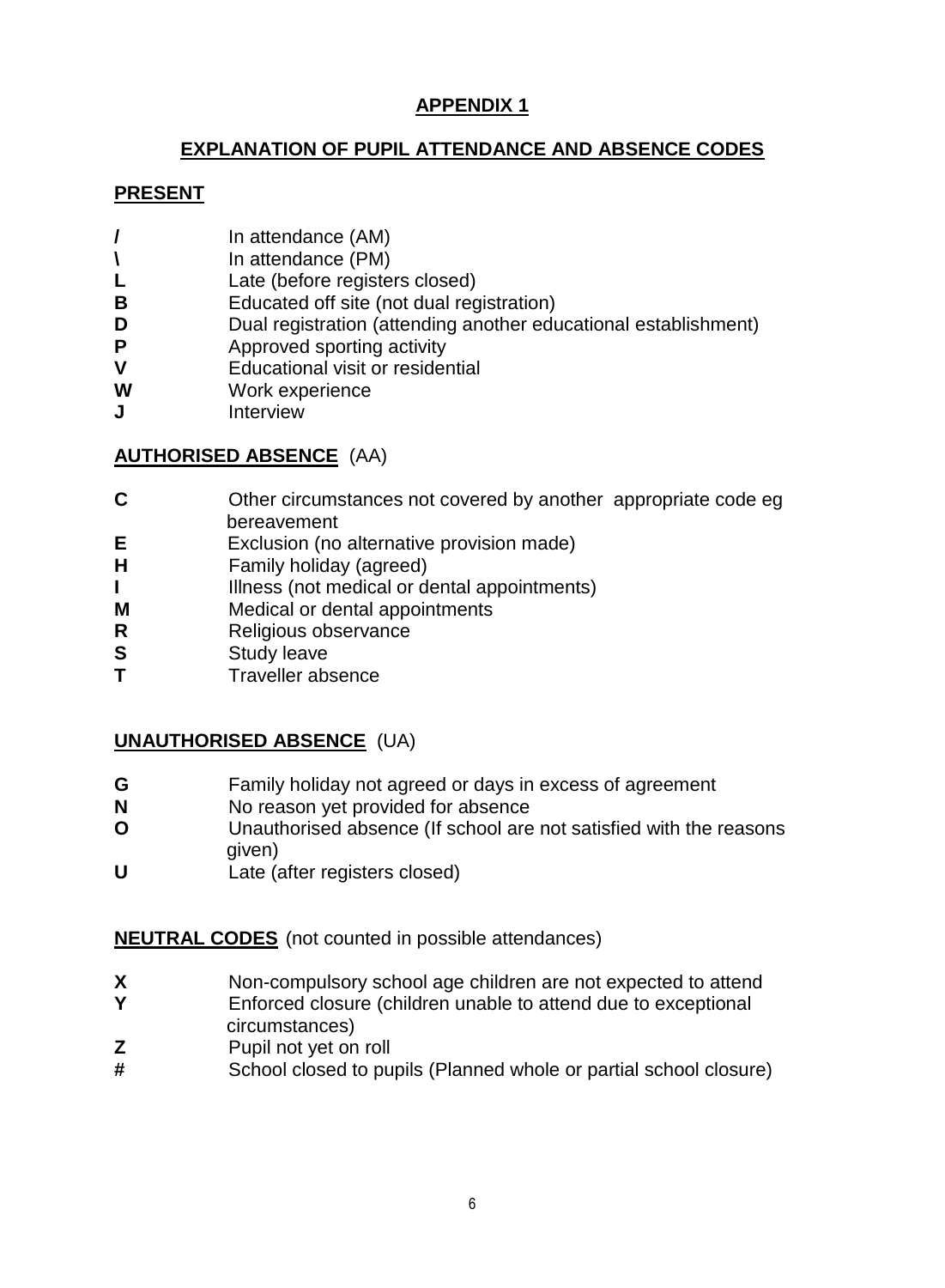## APPENDIX 1

## EXPLANATION OF PUPIL ATTENDANCE AND ABSENCE CODES

### PRESENT

| | |
|---|---|
| **/** | In attendance (AM) |
| **\** | In attendance (PM) |
| **L** | Late (before registers closed) |
| **B** | Educated off site (not dual registration) |
| **D** | Dual registration (attending another educational establishment) |
| **P** | Approved sporting activity |
| **V** | Educational visit or residential |
| **W** | Work experience |
| **J** | Interview |

### AUTHORISED ABSENCE (AA)

| | |
|---|---|
| **C** | Other circumstances not covered by another appropriate code eg bereavement |
| **E** | Exclusion (no alternative provision made) |
| **H** | Family holiday (agreed) |
| **I** | Illness (not medical or dental appointments) |
| **M** | Medical or dental appointments |
| **R** | Religious observance |
| **S** | Study leave |
| **T** | Traveller absence |

### UNAUTHORISED ABSENCE (UA)

| | |
|---|---|
| **G** | Family holiday not agreed or days in excess of agreement |
| **N** | No reason yet provided for absence |
| **O** | Unauthorised absence (If school are not satisfied with the reasons given) |
| **U** | Late (after registers closed) |

### NEUTRAL CODES (not counted in possible attendances)

| | |
|---|---|
| **X** | Non-compulsory school age children are not expected to attend |
| **Y** | Enforced closure (children unable to attend due to exceptional circumstances) |
| **Z** | Pupil not yet on roll |
| **#** | School closed to pupils (Planned whole or partial school closure) |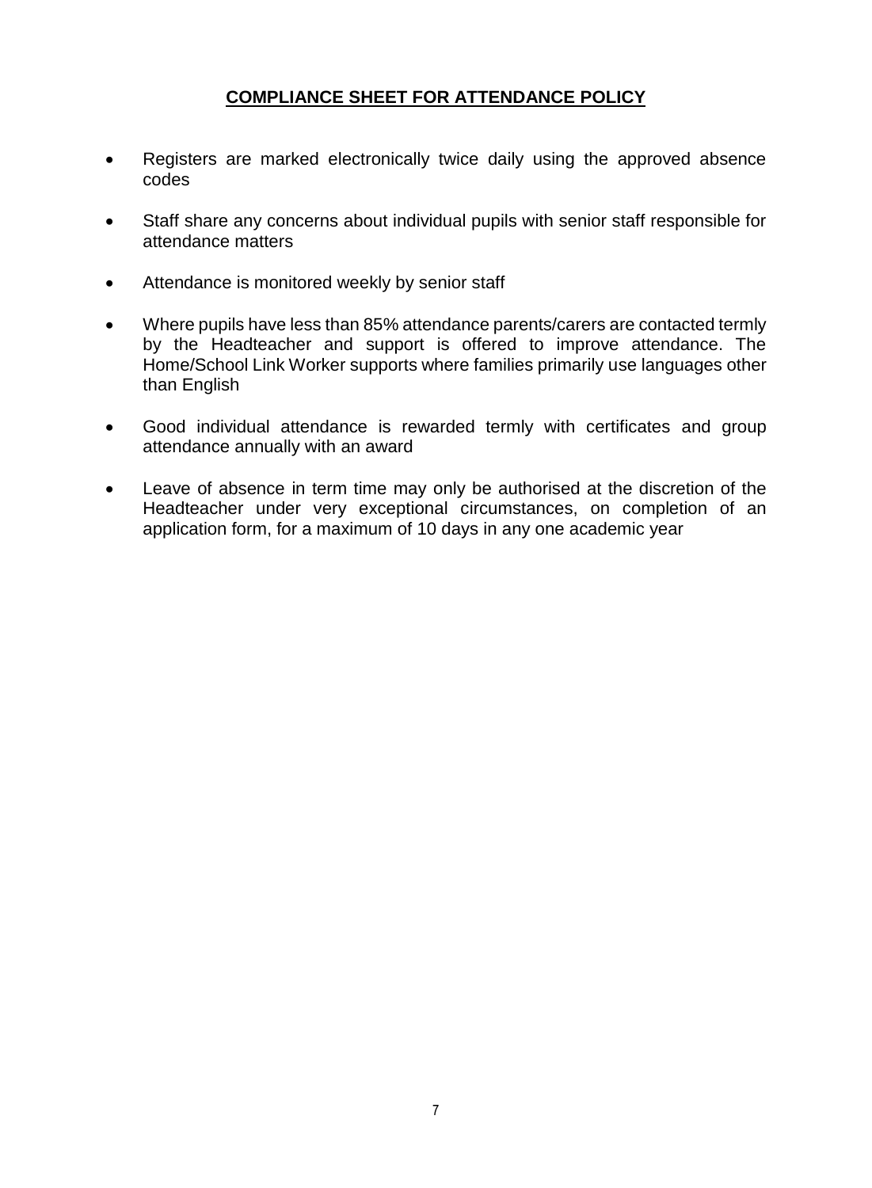## **COMPLIANCE SHEET FOR ATTENDANCE POLICY**

- Registers are marked electronically twice daily using the approved absence codes
- Staff share any concerns about individual pupils with senior staff responsible for attendance matters
- Attendance is monitored weekly by senior staff
- Where pupils have less than 85% attendance parents/carers are contacted termly by the Headteacher and support is offered to improve attendance. The Home/School Link Worker supports where families primarily use languages other than English
- Good individual attendance is rewarded termly with certificates and group attendance annually with an award
- Leave of absence in term time may only be authorised at the discretion of the Headteacher under very exceptional circumstances, on completion of an application form, for a maximum of 10 days in any one academic year